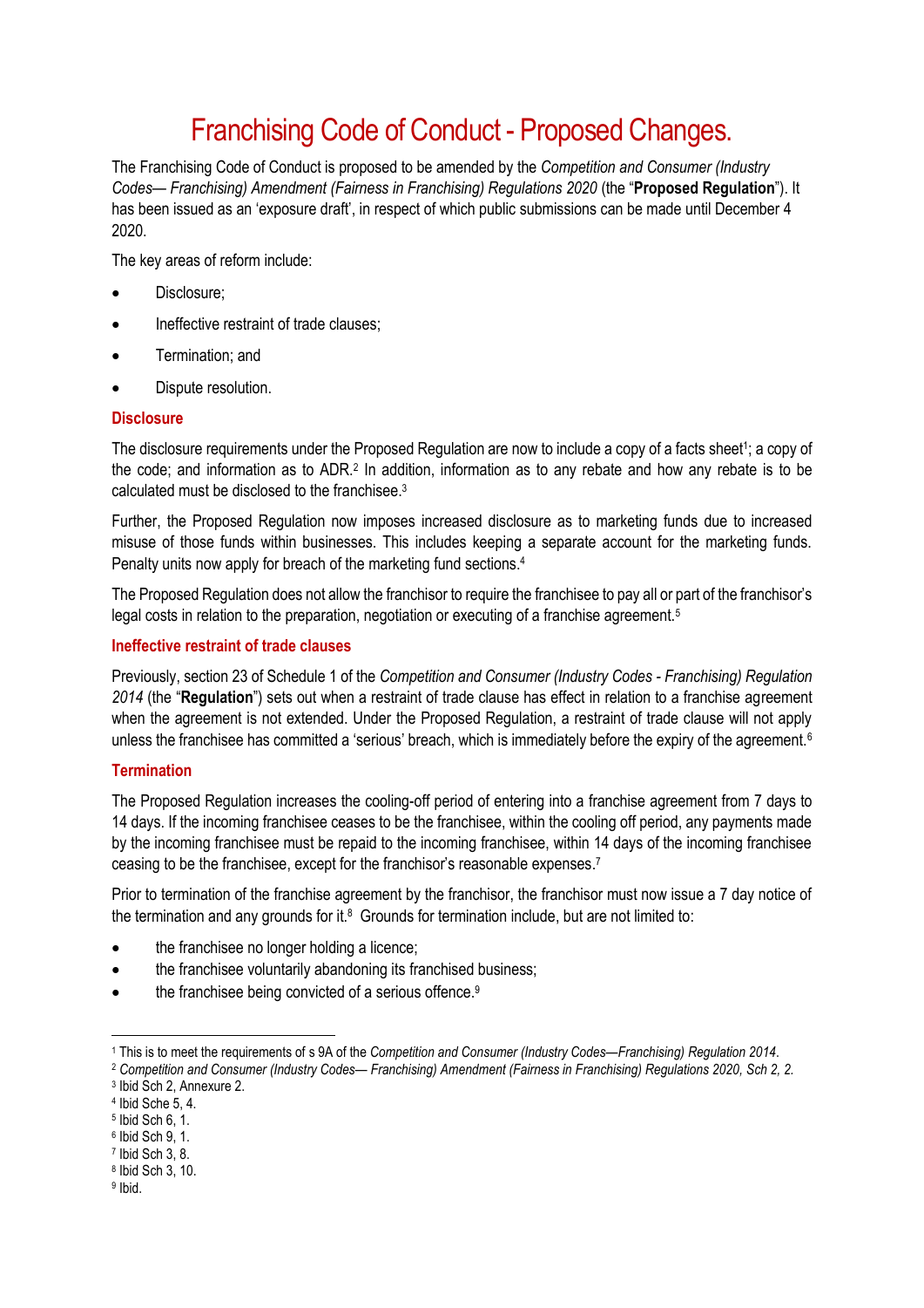# Franchising Code of Conduct - Proposed Changes.

The Franchising Code of Conduct is proposed to be amended by the *Competition and Consumer (Industry Codes— Franchising) Amendment (Fairness in Franchising) Regulations 2020* (the "**Proposed Regulation**"). It has been issued as an 'exposure draft', in respect of which public submissions can be made until December 4 2020.

The key areas of reform include:

- Disclosure;
- Ineffective restraint of trade clauses;
- Termination; and
- Dispute resolution.

## Disclosure

The disclosure requirements under the Proposed Regulation are now to include a copy of a facts sheet[1]; a copy of the code; and information as to ADR.[2] In addition, information as to any rebate and how any rebate is to be calculated must be disclosed to the franchisee.[3]

Further, the Proposed Regulation now imposes increased disclosure as to marketing funds due to increased misuse of those funds within businesses. This includes keeping a separate account for the marketing funds. Penalty units now apply for breach of the marketing fund sections.[4]

The Proposed Regulation does not allow the franchisor to require the franchisee to pay all or part of the franchisor's legal costs in relation to the preparation, negotiation or executing of a franchise agreement.[5]

## Ineffective restraint of trade clauses

Previously, section 23 of Schedule 1 of the *Competition and Consumer (Industry Codes - Franchising) Regulation 2014* (the "**Regulation**") sets out when a restraint of trade clause has effect in relation to a franchise agreement when the agreement is not extended. Under the Proposed Regulation, a restraint of trade clause will not apply unless the franchisee has committed a 'serious' breach, which is immediately before the expiry of the agreement.[6]

## Termination

The Proposed Regulation increases the cooling-off period of entering into a franchise agreement from 7 days to 14 days. If the incoming franchisee ceases to be the franchisee, within the cooling off period, any payments made by the incoming franchisee must be repaid to the incoming franchisee, within 14 days of the incoming franchisee ceasing to be the franchisee, except for the franchisor's reasonable expenses.[7]

Prior to termination of the franchise agreement by the franchisor, the franchisor must now issue a 7 day notice of the termination and any grounds for it.[8] Grounds for termination include, but are not limited to:

- the franchisee no longer holding a licence;
- the franchisee voluntarily abandoning its franchised business;
- the franchisee being convicted of a serious offence.[9]

---

[1] This is to meet the requirements of s 9A of the *Competition and Consumer (Industry Codes—Franchising) Regulation 2014*.

[2] *Competition and Consumer (Industry Codes— Franchising) Amendment (Fairness in Franchising) Regulations 2020, Sch 2, 2.*

[3] Ibid Sch 2, Annexure 2.

[4] Ibid Sche 5, 4.

[5] Ibid Sch 6, 1.

[6] Ibid Sch 9, 1.

[7] Ibid Sch 3, 8.

[8] Ibid Sch 3, 10.

[9] Ibid.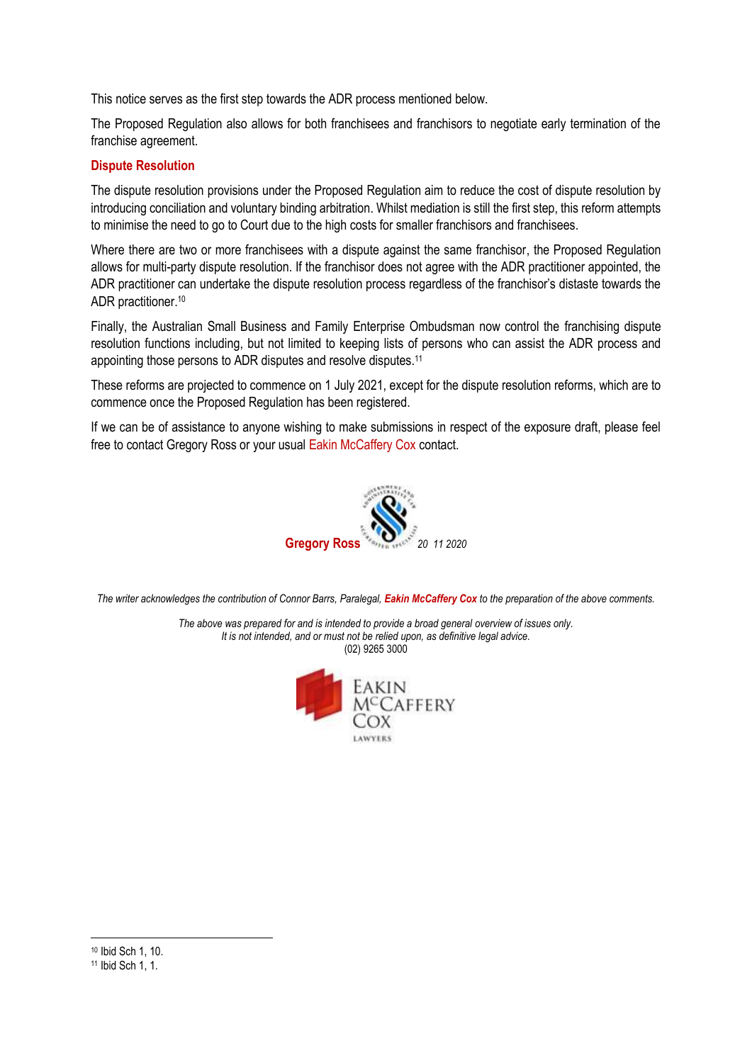This notice serves as the first step towards the ADR process mentioned below.

The Proposed Regulation also allows for both franchisees and franchisors to negotiate early termination of the franchise agreement.

### Dispute Resolution

The dispute resolution provisions under the Proposed Regulation aim to reduce the cost of dispute resolution by introducing conciliation and voluntary binding arbitration. Whilst mediation is still the first step, this reform attempts to minimise the need to go to Court due to the high costs for smaller franchisors and franchisees.

Where there are two or more franchisees with a dispute against the same franchisor, the Proposed Regulation allows for multi-party dispute resolution. If the franchisor does not agree with the ADR practitioner appointed, the ADR practitioner can undertake the dispute resolution process regardless of the franchisor's distaste towards the ADR practitioner.[10]

Finally, the Australian Small Business and Family Enterprise Ombudsman now control the franchising dispute resolution functions including, but not limited to keeping lists of persons who can assist the ADR process and appointing those persons to ADR disputes and resolve disputes.[11]

These reforms are projected to commence on 1 July 2021, except for the dispute resolution reforms, which are to commence once the Proposed Regulation has been registered.

If we can be of assistance to anyone wishing to make submissions in respect of the exposure draft, please feel free to contact Gregory Ross or your usual Eakin McCaffery Cox contact.

**Gregory Ross** *20 11 2020*

*The writer acknowledges the contribution of Connor Barrs, Paralegal, **Eakin McCaffery Cox** to the preparation of the above comments.*

*The above was prepared for and is intended to provide a broad general overview of issues only.*
*It is not intended, and or must not be relied upon, as definitive legal advice.*
(02) 9265 3000

EAKIN McCAFFERY COX
LAWYERS

[10] Ibid Sch 1, 10.
[11] Ibid Sch 1, 1.